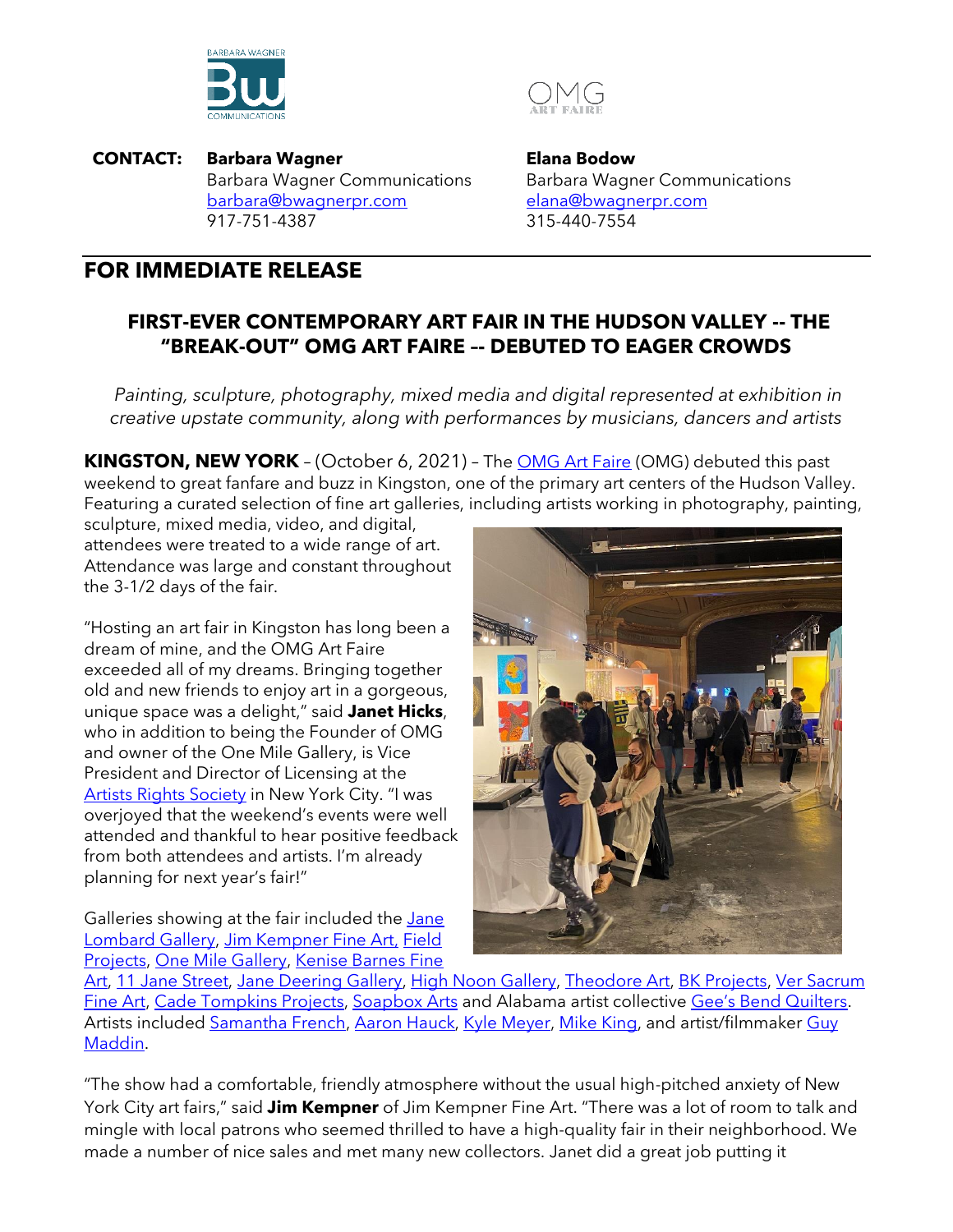**CONTACT:** **Barbara Wagner**
Barbara Wagner Communications
barbara@bwagnerpr.com
917-751-4387

**Elana Bodow**
Barbara Wagner Communications
elana@bwagnerpr.com
315-440-7554

## FOR IMMEDIATE RELEASE

### FIRST-EVER CONTEMPORARY ART FAIR IN THE HUDSON VALLEY -- THE "BREAK-OUT" OMG ART FAIRE -- DEBUTED TO EAGER CROWDS

*Painting, sculpture, photography, mixed media and digital represented at exhibition in creative upstate community, along with performances by musicians, dancers and artists*

**KINGSTON, NEW YORK** – (October 6, 2021) – The OMG Art Faire (OMG) debuted this past weekend to great fanfare and buzz in Kingston, one of the primary art centers of the Hudson Valley. Featuring a curated selection of fine art galleries, including artists working in photography, painting, sculpture, mixed media, video, and digital, attendees were treated to a wide range of art. Attendance was large and constant throughout the 3-1/2 days of the fair.

"Hosting an art fair in Kingston has long been a dream of mine, and the OMG Art Faire exceeded all of my dreams. Bringing together old and new friends to enjoy art in a gorgeous, unique space was a delight," said **Janet Hicks**, who in addition to being the Founder of OMG and owner of the One Mile Gallery, is Vice President and Director of Licensing at the Artists Rights Society in New York City. "I was overjoyed that the weekend's events were well attended and thankful to hear positive feedback from both attendees and artists. I'm already planning for next year's fair!"

Galleries showing at the fair included the Jane Lombard Gallery, Jim Kempner Fine Art, Field Projects, One Mile Gallery, Kenise Barnes Fine Art, 11 Jane Street, Jane Deering Gallery, High Noon Gallery, Theodore Art, BK Projects, Ver Sacrum Fine Art, Cade Tompkins Projects, Soapbox Arts and Alabama artist collective Gee's Bend Quilters. Artists included Samantha French, Aaron Hauck, Kyle Meyer, Mike King, and artist/filmmaker Guy Maddin.

"The show had a comfortable, friendly atmosphere without the usual high-pitched anxiety of New York City art fairs," said **Jim Kempner** of Jim Kempner Fine Art. "There was a lot of room to talk and mingle with local patrons who seemed thrilled to have a high-quality fair in their neighborhood. We made a number of nice sales and met many new collectors. Janet did a great job putting it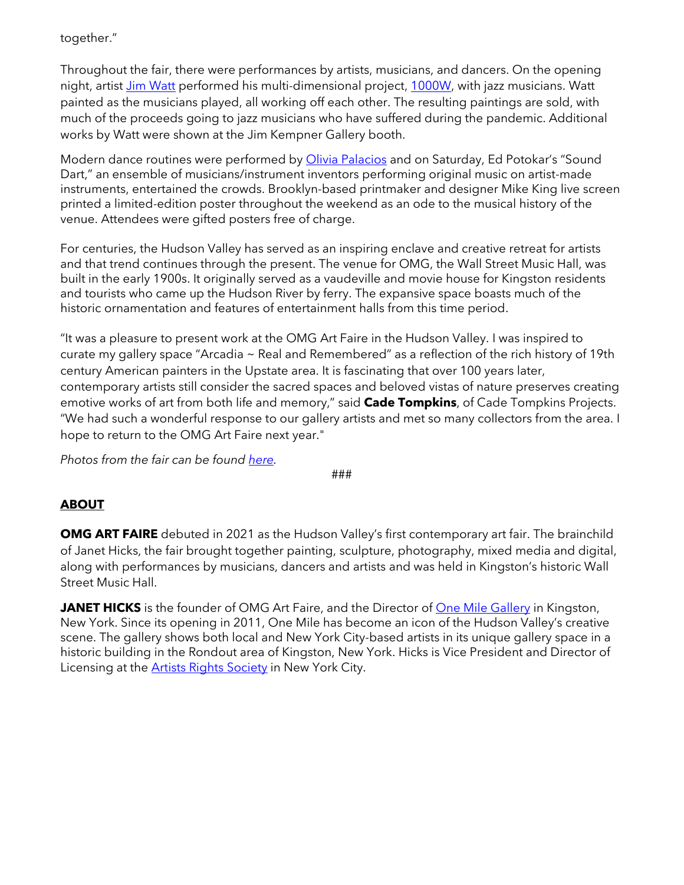together."

Throughout the fair, there were performances by artists, musicians, and dancers. On the opening night, artist Jim Watt performed his multi-dimensional project, 1000W, with jazz musicians. Watt painted as the musicians played, all working off each other. The resulting paintings are sold, with much of the proceeds going to jazz musicians who have suffered during the pandemic. Additional works by Watt were shown at the Jim Kempner Gallery booth.

Modern dance routines were performed by Olivia Palacios and on Saturday, Ed Potokar's "Sound Dart," an ensemble of musicians/instrument inventors performing original music on artist-made instruments, entertained the crowds. Brooklyn-based printmaker and designer Mike King live screen printed a limited-edition poster throughout the weekend as an ode to the musical history of the venue. Attendees were gifted posters free of charge.

For centuries, the Hudson Valley has served as an inspiring enclave and creative retreat for artists and that trend continues through the present. The venue for OMG, the Wall Street Music Hall, was built in the early 1900s. It originally served as a vaudeville and movie house for Kingston residents and tourists who came up the Hudson River by ferry. The expansive space boasts much of the historic ornamentation and features of entertainment halls from this time period.

"It was a pleasure to present work at the OMG Art Faire in the Hudson Valley. I was inspired to curate my gallery space "Arcadia ~ Real and Remembered" as a reflection of the rich history of 19th century American painters in the Upstate area. It is fascinating that over 100 years later, contemporary artists still consider the sacred spaces and beloved vistas of nature preserves creating emotive works of art from both life and memory," said **Cade Tompkins**, of Cade Tompkins Projects. "We had such a wonderful response to our gallery artists and met so many collectors from the area. I hope to return to the OMG Art Faire next year."

*Photos from the fair can be found here.*

###

## **ABOUT**

**OMG ART FAIRE** debuted in 2021 as the Hudson Valley's first contemporary art fair. The brainchild of Janet Hicks, the fair brought together painting, sculpture, photography, mixed media and digital, along with performances by musicians, dancers and artists and was held in Kingston's historic Wall Street Music Hall.

**JANET HICKS** is the founder of OMG Art Faire, and the Director of One Mile Gallery in Kingston, New York. Since its opening in 2011, One Mile has become an icon of the Hudson Valley's creative scene. The gallery shows both local and New York City-based artists in its unique gallery space in a historic building in the Rondout area of Kingston, New York. Hicks is Vice President and Director of Licensing at the Artists Rights Society in New York City.